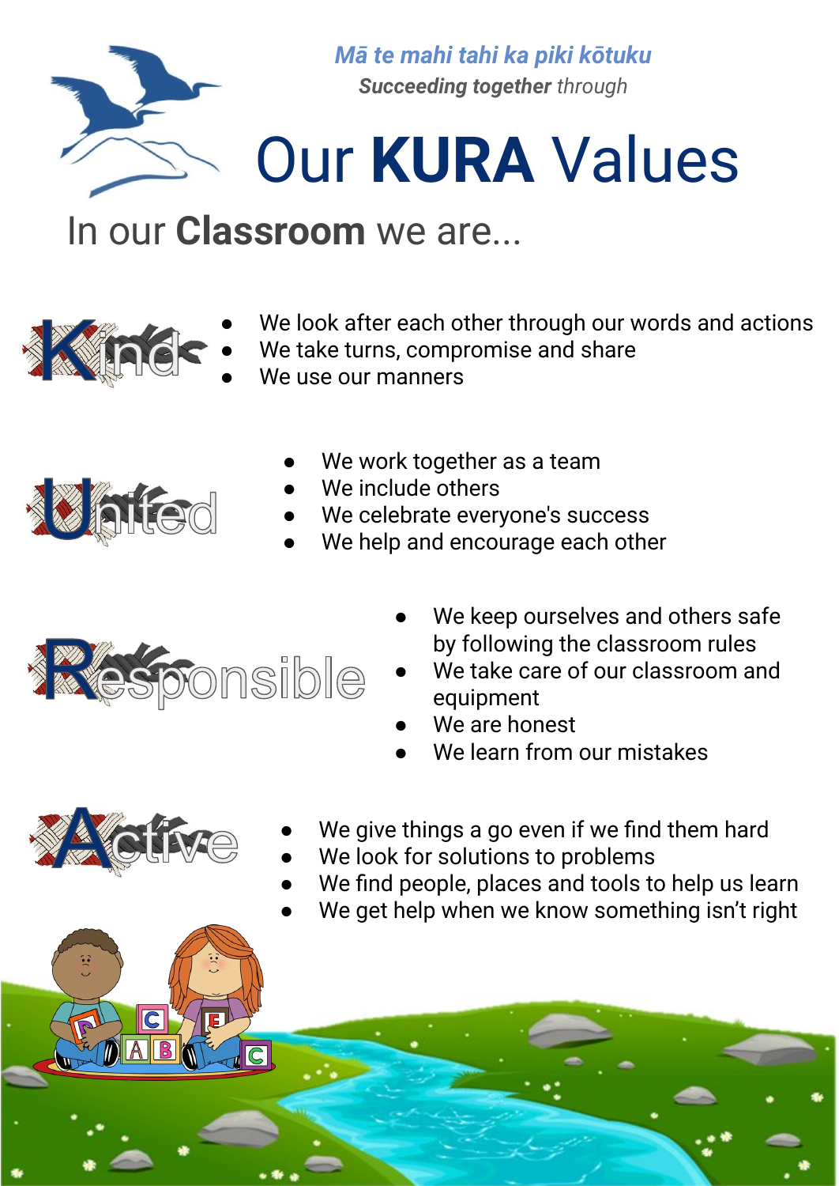*Mā te mahi tahi ka piki kōtuku*

***Succeeding together** through*

# Our **KURA** Values

## In our **Classroom** we are...

### Kind

- We look after each other through our words and actions
- We take turns, compromise and share
- We use our manners

### United

- We work together as a team
- We include others
- We celebrate everyone's success
- We help and encourage each other

### Responsible

- We keep ourselves and others safe by following the classroom rules
- We take care of our classroom and equipment
- We are honest
- We learn from our mistakes

### Active

- We give things a go even if we find them hard
- We look for solutions to problems
- We find people, places and tools to help us learn
- We get help when we know something isn't right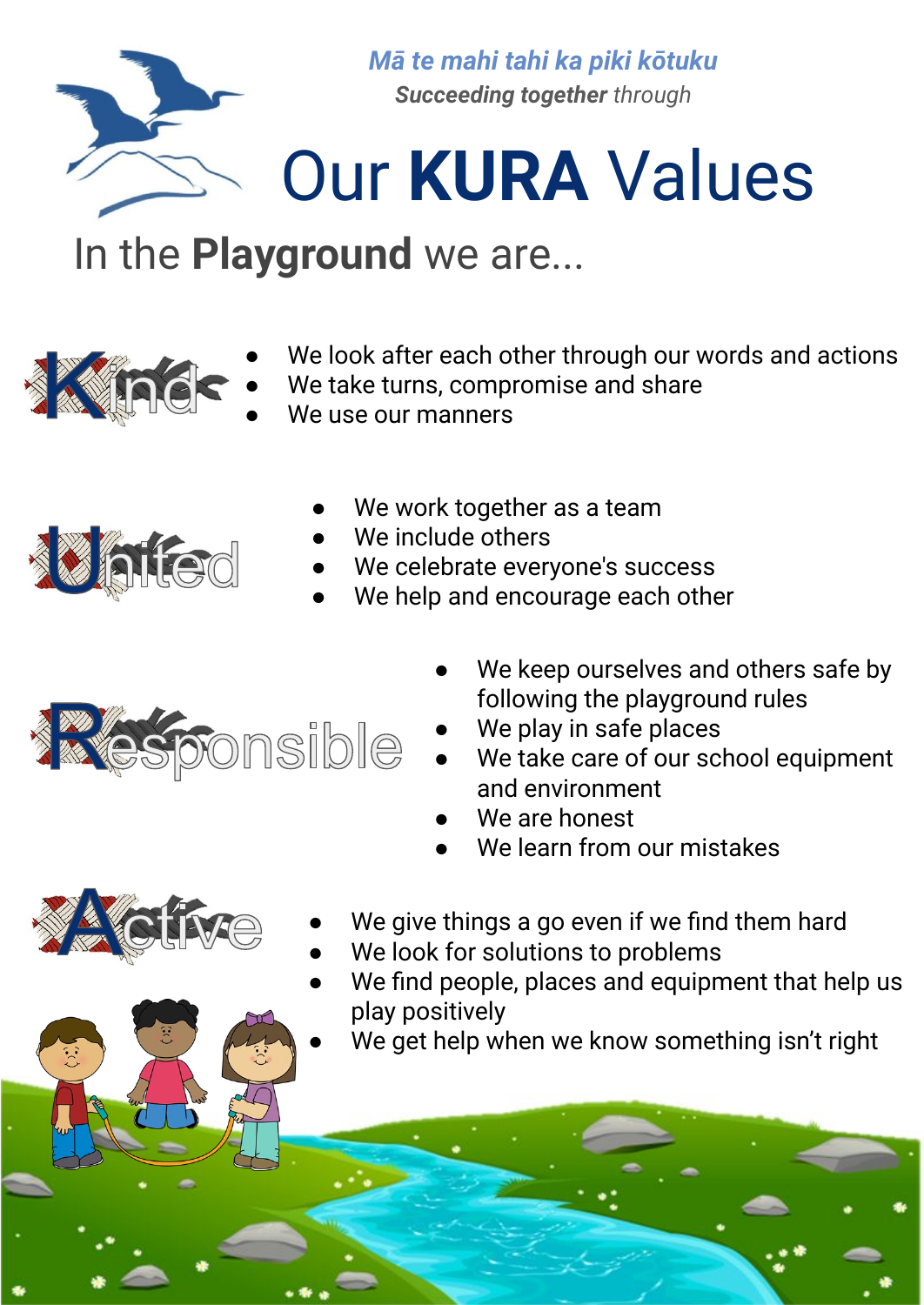*Mā te mahi tahi ka piki kōtuku*

***Succeeding together*** *through*

# Our **KURA** Values

## In the **Playground** we are...

### Kind

- We look after each other through our words and actions
- We take turns, compromise and share
- We use our manners

### United

- We work together as a team
- We include others
- We celebrate everyone's success
- We help and encourage each other

### Responsible

- We keep ourselves and others safe by following the playground rules
- We play in safe places
- We take care of our school equipment and environment
- We are honest
- We learn from our mistakes

### Active

- We give things a go even if we find them hard
- We look for solutions to problems
- We find people, places and equipment that help us play positively
- We get help when we know something isn't right